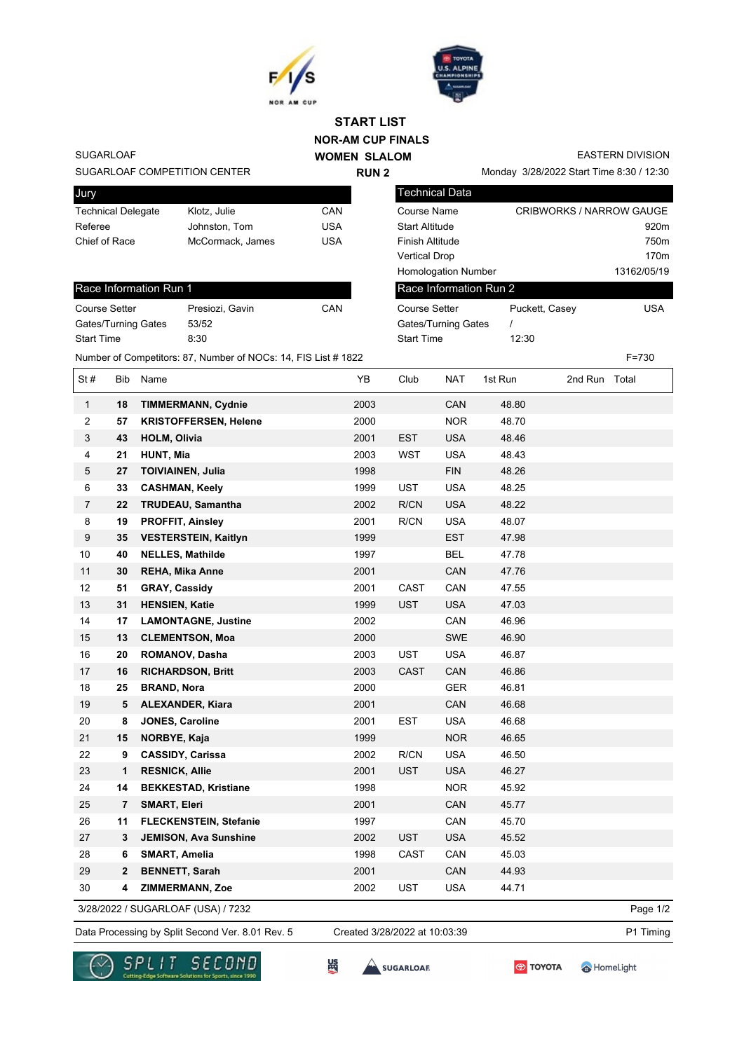# START LIST

## NOR-AM CUP FINALS

## WOMEN SLALOM

## RUN 2

SUGARLOAF
SUGARLOAF COMPETITION CENTER

EASTERN DIVISION
Monday 3/28/2022 Start Time 8:30 / 12:30

| Jury | | |
|---|---|---|
| Technical Delegate | Klotz, Julie | CAN |
| Referee | Johnston, Tom | USA |
| Chief of Race | McCormack, James | USA |

| Technical Data | |
|---|---|
| Course Name | CRIBWORKS / NARROW GAUGE |
| Start Altitude | 920m |
| Finish Altitude | 750m |
| Vertical Drop | 170m |
| Homologation Number | 13162/05/19 |

| Race Information Run 1 | | |
|---|---|---|
| Course Setter | Presiozi, Gavin | CAN |
| Gates/Turning Gates | 53/52 | |
| Start Time | 8:30 | |

| Race Information Run 2 | | |
|---|---|---|
| Course Setter | Puckett, Casey | USA |
| Gates/Turning Gates | / | |
| Start Time | 12:30 | |

Number of Competitors: 87, Number of NOCs: 14, FIS List # 1822    F=730

| St # | Bib | Name | YB | Club | NAT | 1st Run | 2nd Run | Total |
|---|---|---|---|---|---|---|---|---|
| 1 | 18 | **TIMMERMANN, Cydnie** | 2003 | | CAN | 48.80 | | |
| 2 | 57 | **KRISTOFFERSEN, Helene** | 2000 | | NOR | 48.70 | | |
| 3 | 43 | **HOLM, Olivia** | 2001 | EST | USA | 48.46 | | |
| 4 | 21 | **HUNT, Mia** | 2003 | WST | USA | 48.43 | | |
| 5 | 27 | **TOIVIAINEN, Julia** | 1998 | | FIN | 48.26 | | |
| 6 | 33 | **CASHMAN, Keely** | 1999 | UST | USA | 48.25 | | |
| 7 | 22 | **TRUDEAU, Samantha** | 2002 | R/CN | USA | 48.22 | | |
| 8 | 19 | **PROFFIT, Ainsley** | 2001 | R/CN | USA | 48.07 | | |
| 9 | 35 | **VESTERSTEIN, Kaitlyn** | 1999 | | EST | 47.98 | | |
| 10 | 40 | **NELLES, Mathilde** | 1997 | | BEL | 47.78 | | |
| 11 | 30 | **REHA, Mika Anne** | 2001 | | CAN | 47.76 | | |
| 12 | 51 | **GRAY, Cassidy** | 2001 | CAST | CAN | 47.55 | | |
| 13 | 31 | **HENSIEN, Katie** | 1999 | UST | USA | 47.03 | | |
| 14 | 17 | **LAMONTAGNE, Justine** | 2002 | | CAN | 46.96 | | |
| 15 | 13 | **CLEMENTSON, Moa** | 2000 | | SWE | 46.90 | | |
| 16 | 20 | **ROMANOV, Dasha** | 2003 | UST | USA | 46.87 | | |
| 17 | 16 | **RICHARDSON, Britt** | 2003 | CAST | CAN | 46.86 | | |
| 18 | 25 | **BRAND, Nora** | 2000 | | GER | 46.81 | | |
| 19 | 5 | **ALEXANDER, Kiara** | 2001 | | CAN | 46.68 | | |
| 20 | 8 | **JONES, Caroline** | 2001 | EST | USA | 46.68 | | |
| 21 | 15 | **NORBYE, Kaja** | 1999 | | NOR | 46.65 | | |
| 22 | 9 | **CASSIDY, Carissa** | 2002 | R/CN | USA | 46.50 | | |
| 23 | 1 | **RESNICK, Allie** | 2001 | UST | USA | 46.27 | | |
| 24 | 14 | **BEKKESTAD, Kristiane** | 1998 | | NOR | 45.92 | | |
| 25 | 7 | **SMART, Eleri** | 2001 | | CAN | 45.77 | | |
| 26 | 11 | **FLECKENSTEIN, Stefanie** | 1997 | | CAN | 45.70 | | |
| 27 | 3 | **JEMISON, Ava Sunshine** | 2002 | UST | USA | 45.52 | | |
| 28 | 6 | **SMART, Amelia** | 1998 | CAST | CAN | 45.03 | | |
| 29 | 2 | **BENNETT, Sarah** | 2001 | | CAN | 44.93 | | |
| 30 | 4 | **ZIMMERMANN, Zoe** | 2002 | UST | USA | 44.71 | | |

3/28/2022 / SUGARLOAF (USA) / 7232

Data Processing by Split Second Ver. 8.01 Rev. 5    Created 3/28/2022 at 10:03:39    P1 Timing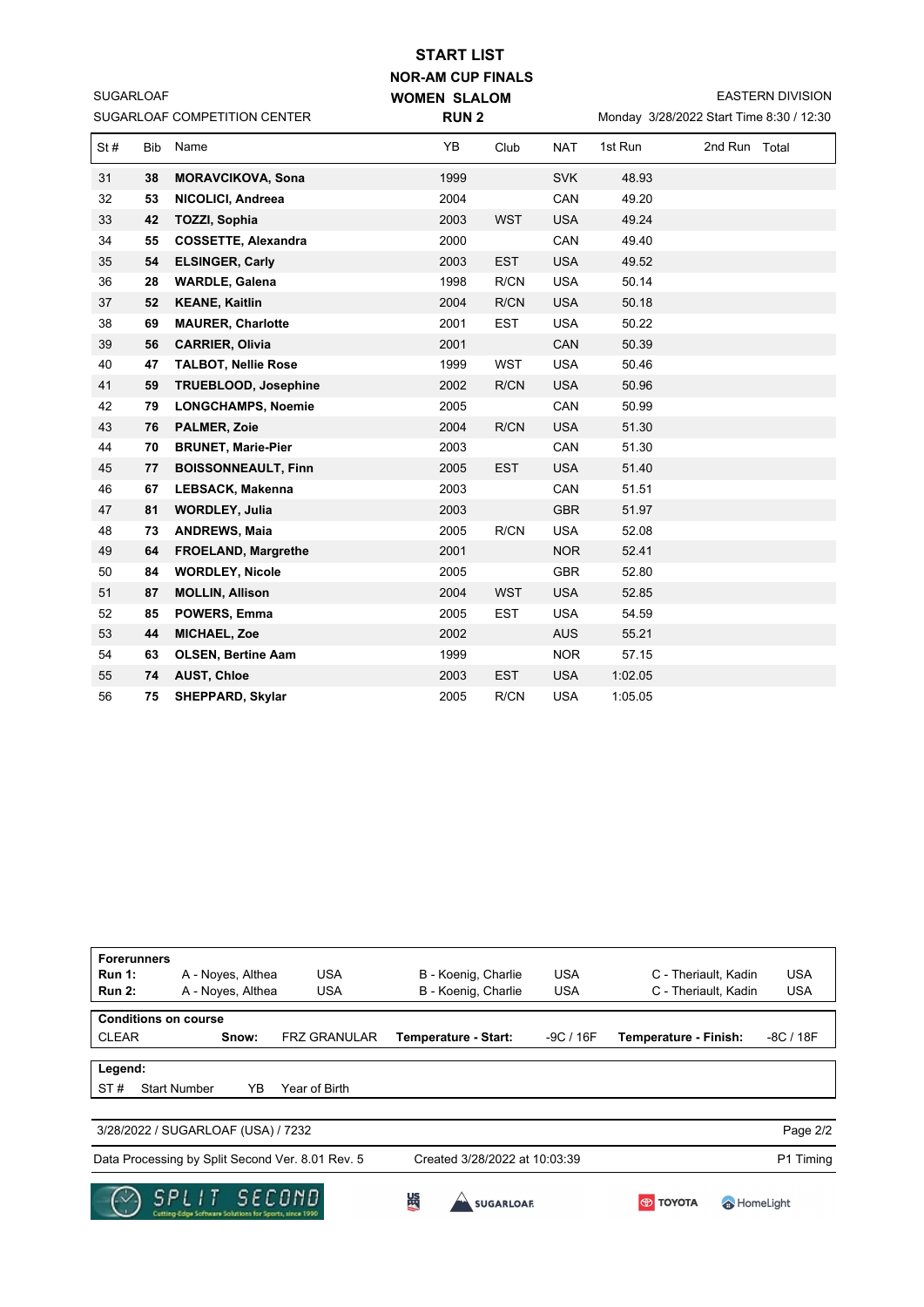# START LIST
## NOR-AM CUP FINALS
## WOMEN SLALOM
## RUN 2

SUGARLOAF
SUGARLOAF COMPETITION CENTER

EASTERN DIVISION
Monday 3/28/2022 Start Time 8:30 / 12:30

| St # | Bib | Name | YB | Club | NAT | 1st Run | 2nd Run | Total |
|---|---|---|---|---|---|---|---|---|
| 31 | **38** | **MORAVCIKOVA, Sona** | 1999 | | SVK | 48.93 | | |
| 32 | **53** | **NICOLICI, Andreea** | 2004 | | CAN | 49.20 | | |
| 33 | **42** | **TOZZI, Sophia** | 2003 | WST | USA | 49.24 | | |
| 34 | **55** | **COSSETTE, Alexandra** | 2000 | | CAN | 49.40 | | |
| 35 | **54** | **ELSINGER, Carly** | 2003 | EST | USA | 49.52 | | |
| 36 | **28** | **WARDLE, Galena** | 1998 | R/CN | USA | 50.14 | | |
| 37 | **52** | **KEANE, Kaitlin** | 2004 | R/CN | USA | 50.18 | | |
| 38 | **69** | **MAURER, Charlotte** | 2001 | EST | USA | 50.22 | | |
| 39 | **56** | **CARRIER, Olivia** | 2001 | | CAN | 50.39 | | |
| 40 | **47** | **TALBOT, Nellie Rose** | 1999 | WST | USA | 50.46 | | |
| 41 | **59** | **TRUEBLOOD, Josephine** | 2002 | R/CN | USA | 50.96 | | |
| 42 | **79** | **LONGCHAMPS, Noemie** | 2005 | | CAN | 50.99 | | |
| 43 | **76** | **PALMER, Zoie** | 2004 | R/CN | USA | 51.30 | | |
| 44 | **70** | **BRUNET, Marie-Pier** | 2003 | | CAN | 51.30 | | |
| 45 | **77** | **BOISSONNEAULT, Finn** | 2005 | EST | USA | 51.40 | | |
| 46 | **67** | **LEBSACK, Makenna** | 2003 | | CAN | 51.51 | | |
| 47 | **81** | **WORDLEY, Julia** | 2003 | | GBR | 51.97 | | |
| 48 | **73** | **ANDREWS, Maia** | 2005 | R/CN | USA | 52.08 | | |
| 49 | **64** | **FROELAND, Margrethe** | 2001 | | NOR | 52.41 | | |
| 50 | **84** | **WORDLEY, Nicole** | 2005 | | GBR | 52.80 | | |
| 51 | **87** | **MOLLIN, Allison** | 2004 | WST | USA | 52.85 | | |
| 52 | **85** | **POWERS, Emma** | 2005 | EST | USA | 54.59 | | |
| 53 | **44** | **MICHAEL, Zoe** | 2002 | | AUS | 55.21 | | |
| 54 | **63** | **OLSEN, Bertine Aam** | 1999 | | NOR | 57.15 | | |
| 55 | **74** | **AUST, Chloe** | 2003 | EST | USA | 1:02.05 | | |
| 56 | **75** | **SHEPPARD, Skylar** | 2005 | R/CN | USA | 1:05.05 | | |

| **Forerunners** | | | | | | |
|---|---|---|---|---|---|---|
| **Run 1:** | A - Noyes, Althea | USA | B - Koenig, Charlie | USA | C - Theriault, Kadin | USA |
| **Run 2:** | A - Noyes, Althea | USA | B - Koenig, Charlie | USA | C - Theriault, Kadin | USA |

| **Conditions on course** | | | | | | |
|---|---|---|---|---|---|---|
| CLEAR | **Snow:** | FRZ GRANULAR | **Temperature - Start:** | -9C / 16F | **Temperature - Finish:** | -8C / 18F |

**Legend:**
ST # Start Number YB Year of Birth

3/28/2022 / SUGARLOAF (USA) / 7232

Data Processing by Split Second Ver. 8.01 Rev. 5 Created 3/28/2022 at 10:03:39 P1 Timing